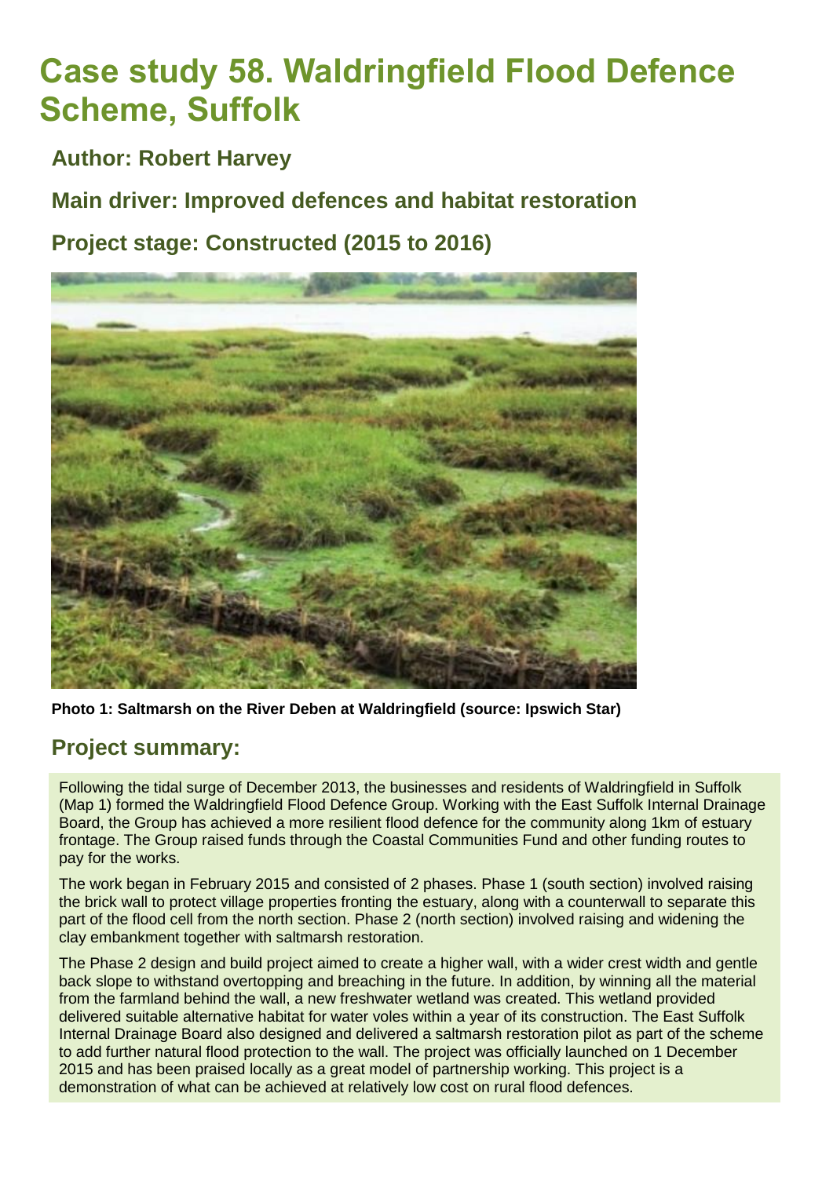# Case study 58. Waldringfield Flood Defence Scheme, Suffolk

## Author: Robert Harvey

## Main driver: Improved defences and habitat restoration

## Project stage: Constructed (2015 to 2016)

**Photo 1: Saltmarsh on the River Deben at Waldringfield (source: Ipswich Star)**

## Project summary:

Following the tidal surge of December 2013, the businesses and residents of Waldringfield in Suffolk (Map 1) formed the Waldringfield Flood Defence Group. Working with the East Suffolk Internal Drainage Board, the Group has achieved a more resilient flood defence for the community along 1km of estuary frontage. The Group raised funds through the Coastal Communities Fund and other funding routes to pay for the works.

The work began in February 2015 and consisted of 2 phases. Phase 1 (south section) involved raising the brick wall to protect village properties fronting the estuary, along with a counterwall to separate this part of the flood cell from the north section. Phase 2 (north section) involved raising and widening the clay embankment together with saltmarsh restoration.

The Phase 2 design and build project aimed to create a higher wall, with a wider crest width and gentle back slope to withstand overtopping and breaching in the future. In addition, by winning all the material from the farmland behind the wall, a new freshwater wetland was created. This wetland provided delivered suitable alternative habitat for water voles within a year of its construction. The East Suffolk Internal Drainage Board also designed and delivered a saltmarsh restoration pilot as part of the scheme to add further natural flood protection to the wall. The project was officially launched on 1 December 2015 and has been praised locally as a great model of partnership working. This project is a demonstration of what can be achieved at relatively low cost on rural flood defences.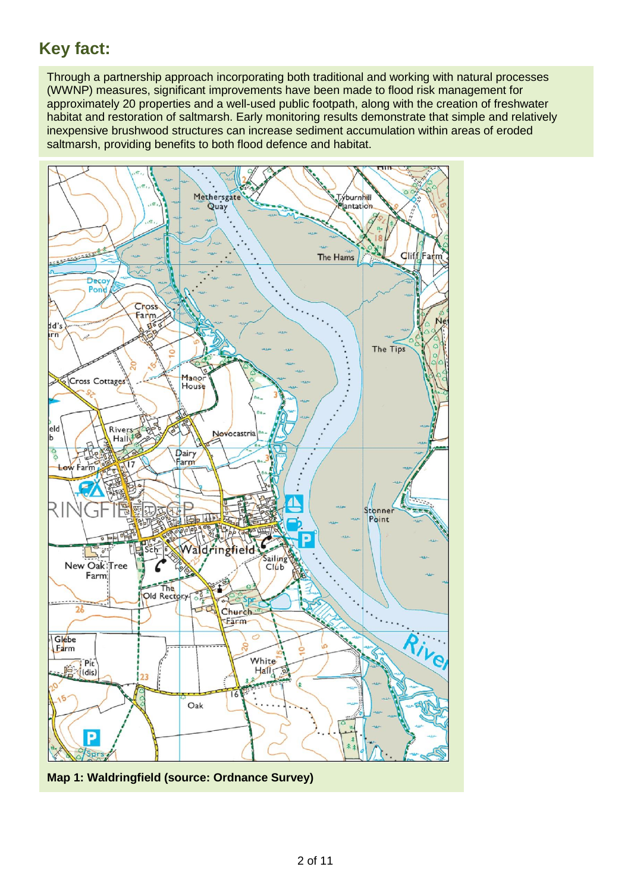## Key fact:

Through a partnership approach incorporating both traditional and working with natural processes (WWNP) measures, significant improvements have been made to flood risk management for approximately 20 properties and a well-used public footpath, along with the creation of freshwater habitat and restoration of saltmarsh. Early monitoring results demonstrate that simple and relatively inexpensive brushwood structures can increase sediment accumulation within areas of eroded saltmarsh, providing benefits to both flood defence and habitat.

**Map 1: Waldringfield (source: Ordnance Survey)**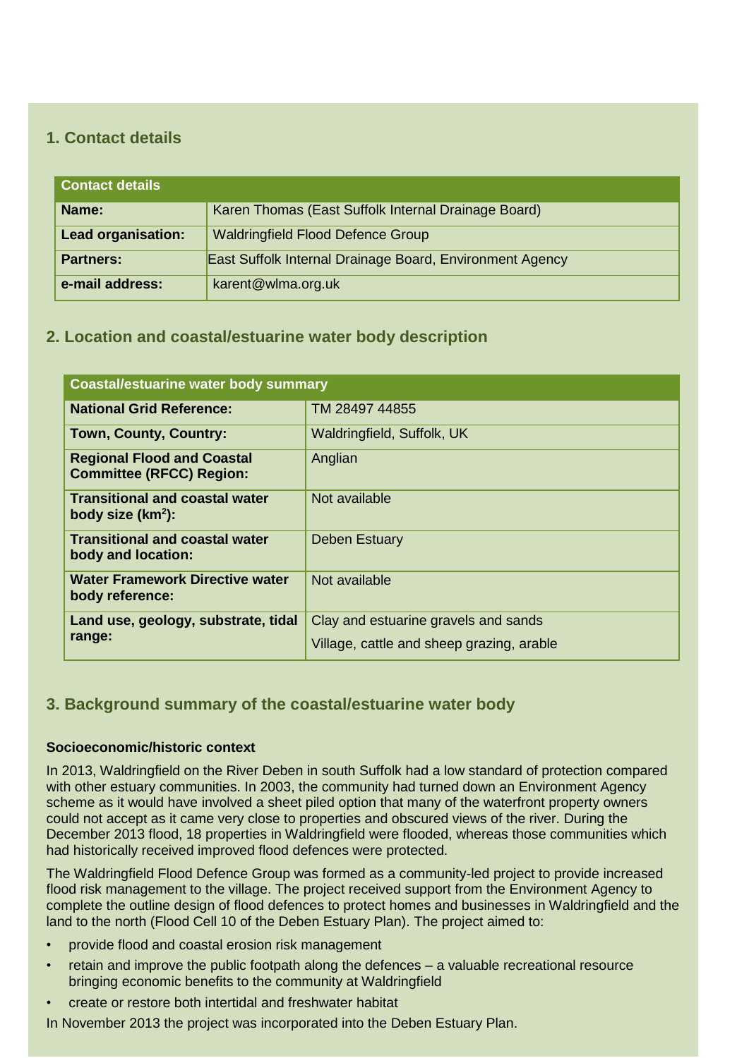## 1. Contact details

| Contact details | |
|---|---|
| **Name:** | Karen Thomas (East Suffolk Internal Drainage Board) |
| **Lead organisation:** | Waldringfield Flood Defence Group |
| **Partners:** | East Suffolk Internal Drainage Board, Environment Agency |
| **e-mail address:** | karent@wlma.org.uk |

## 2. Location and coastal/estuarine water body description

| Coastal/estuarine water body summary | |
|---|---|
| **National Grid Reference:** | TM 28497 44855 |
| **Town, County, Country:** | Waldringfield, Suffolk, UK |
| **Regional Flood and Coastal Committee (RFCC) Region:** | Anglian |
| **Transitional and coastal water body size ($km^2$):** | Not available |
| **Transitional and coastal water body and location:** | Deben Estuary |
| **Water Framework Directive water body reference:** | Not available |
| **Land use, geology, substrate, tidal range:** | Clay and estuarine gravels and sands<br>Village, cattle and sheep grazing, arable |

## 3. Background summary of the coastal/estuarine water body

### Socioeconomic/historic context

In 2013, Waldringfield on the River Deben in south Suffolk had a low standard of protection compared with other estuary communities. In 2003, the community had turned down an Environment Agency scheme as it would have involved a sheet piled option that many of the waterfront property owners could not accept as it came very close to properties and obscured views of the river. During the December 2013 flood, 18 properties in Waldringfield were flooded, whereas those communities which had historically received improved flood defences were protected.

The Waldringfield Flood Defence Group was formed as a community-led project to provide increased flood risk management to the village. The project received support from the Environment Agency to complete the outline design of flood defences to protect homes and businesses in Waldringfield and the land to the north (Flood Cell 10 of the Deben Estuary Plan). The project aimed to:

- provide flood and coastal erosion risk management
- retain and improve the public footpath along the defences – a valuable recreational resource bringing economic benefits to the community at Waldringfield
- create or restore both intertidal and freshwater habitat

In November 2013 the project was incorporated into the Deben Estuary Plan.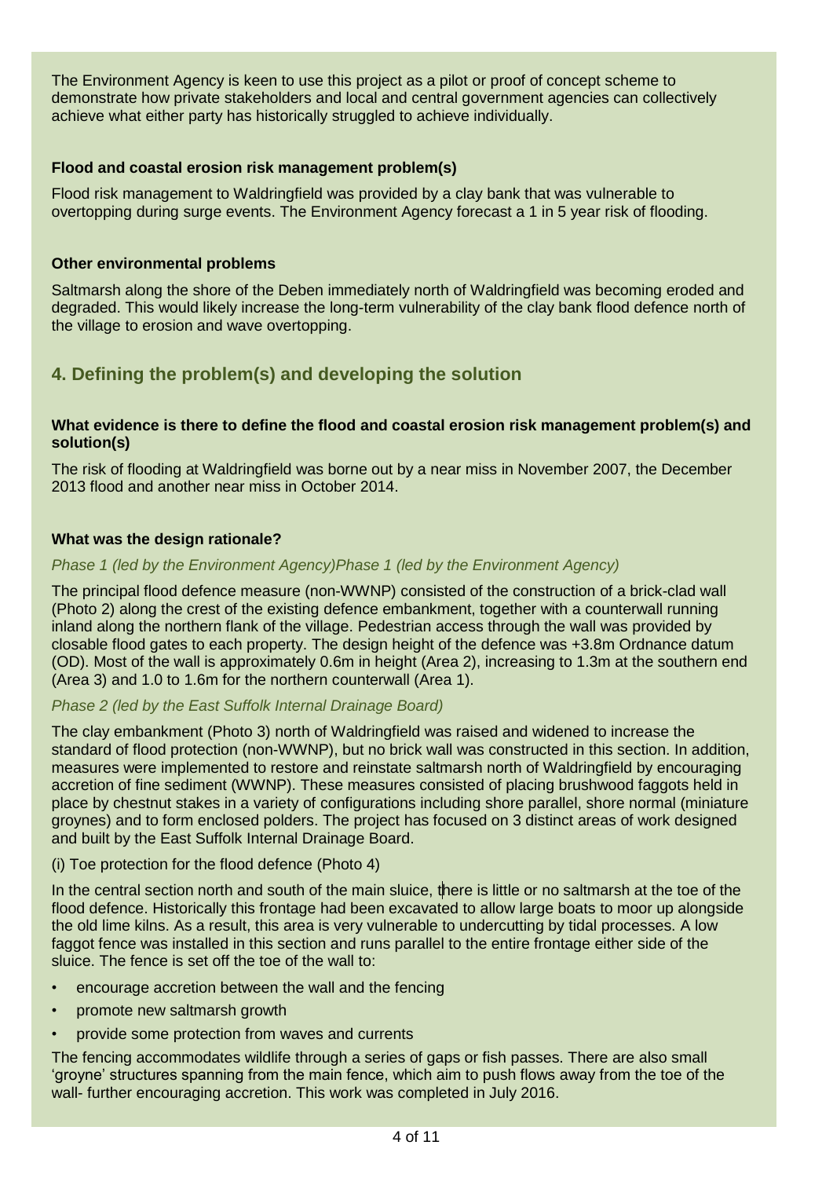The Environment Agency is keen to use this project as a pilot or proof of concept scheme to demonstrate how private stakeholders and local and central government agencies can collectively achieve what either party has historically struggled to achieve individually.

**Flood and coastal erosion risk management problem(s)**

Flood risk management to Waldringfield was provided by a clay bank that was vulnerable to overtopping during surge events. The Environment Agency forecast a 1 in 5 year risk of flooding.

**Other environmental problems**

Saltmarsh along the shore of the Deben immediately north of Waldringfield was becoming eroded and degraded. This would likely increase the long-term vulnerability of the clay bank flood defence north of the village to erosion and wave overtopping.

## 4. Defining the problem(s) and developing the solution

**What evidence is there to define the flood and coastal erosion risk management problem(s) and solution(s)**

The risk of flooding at Waldringfield was borne out by a near miss in November 2007, the December 2013 flood and another near miss in October 2014.

**What was the design rationale?**

*Phase 1 (led by the Environment Agency)Phase 1 (led by the Environment Agency)*

The principal flood defence measure (non-WWNP) consisted of the construction of a brick-clad wall (Photo 2) along the crest of the existing defence embankment, together with a counterwall running inland along the northern flank of the village. Pedestrian access through the wall was provided by closable flood gates to each property. The design height of the defence was +3.8m Ordnance datum (OD). Most of the wall is approximately 0.6m in height (Area 2), increasing to 1.3m at the southern end (Area 3) and 1.0 to 1.6m for the northern counterwall (Area 1).

*Phase 2 (led by the East Suffolk Internal Drainage Board)*

The clay embankment (Photo 3) north of Waldringfield was raised and widened to increase the standard of flood protection (non-WWNP), but no brick wall was constructed in this section. In addition, measures were implemented to restore and reinstate saltmarsh north of Waldringfield by encouraging accretion of fine sediment (WWNP). These measures consisted of placing brushwood faggots held in place by chestnut stakes in a variety of configurations including shore parallel, shore normal (miniature groynes) and to form enclosed polders. The project has focused on 3 distinct areas of work designed and built by the East Suffolk Internal Drainage Board.

(i) Toe protection for the flood defence (Photo 4)

In the central section north and south of the main sluice, there is little or no saltmarsh at the toe of the flood defence. Historically this frontage had been excavated to allow large boats to moor up alongside the old lime kilns. As a result, this area is very vulnerable to undercutting by tidal processes. A low faggot fence was installed in this section and runs parallel to the entire frontage either side of the sluice. The fence is set off the toe of the wall to:

- encourage accretion between the wall and the fencing
- promote new saltmarsh growth
- provide some protection from waves and currents

The fencing accommodates wildlife through a series of gaps or fish passes. There are also small 'groyne' structures spanning from the main fence, which aim to push flows away from the toe of the wall- further encouraging accretion. This work was completed in July 2016.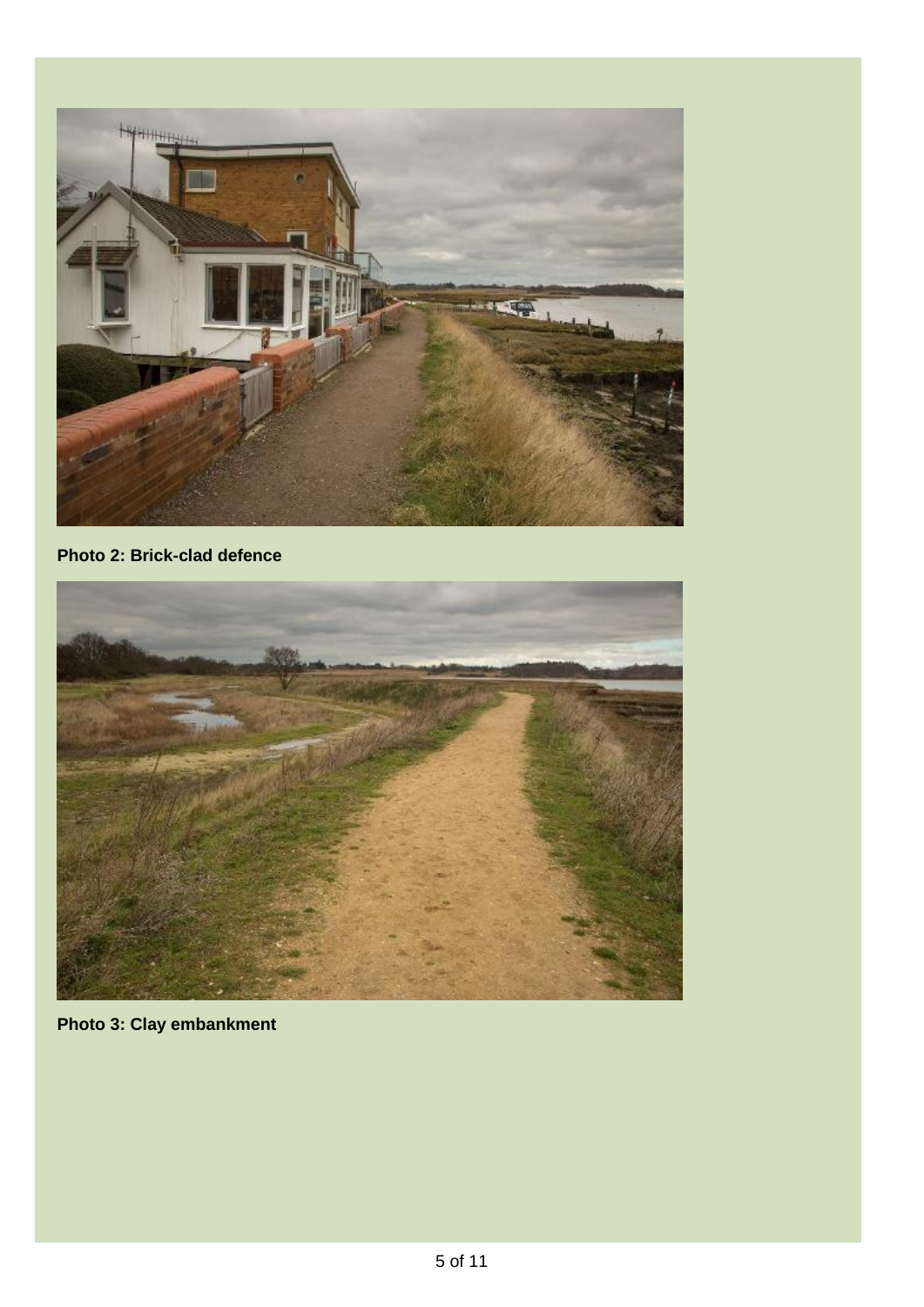**Photo 2: Brick-clad defence**

**Photo 3: Clay embankment**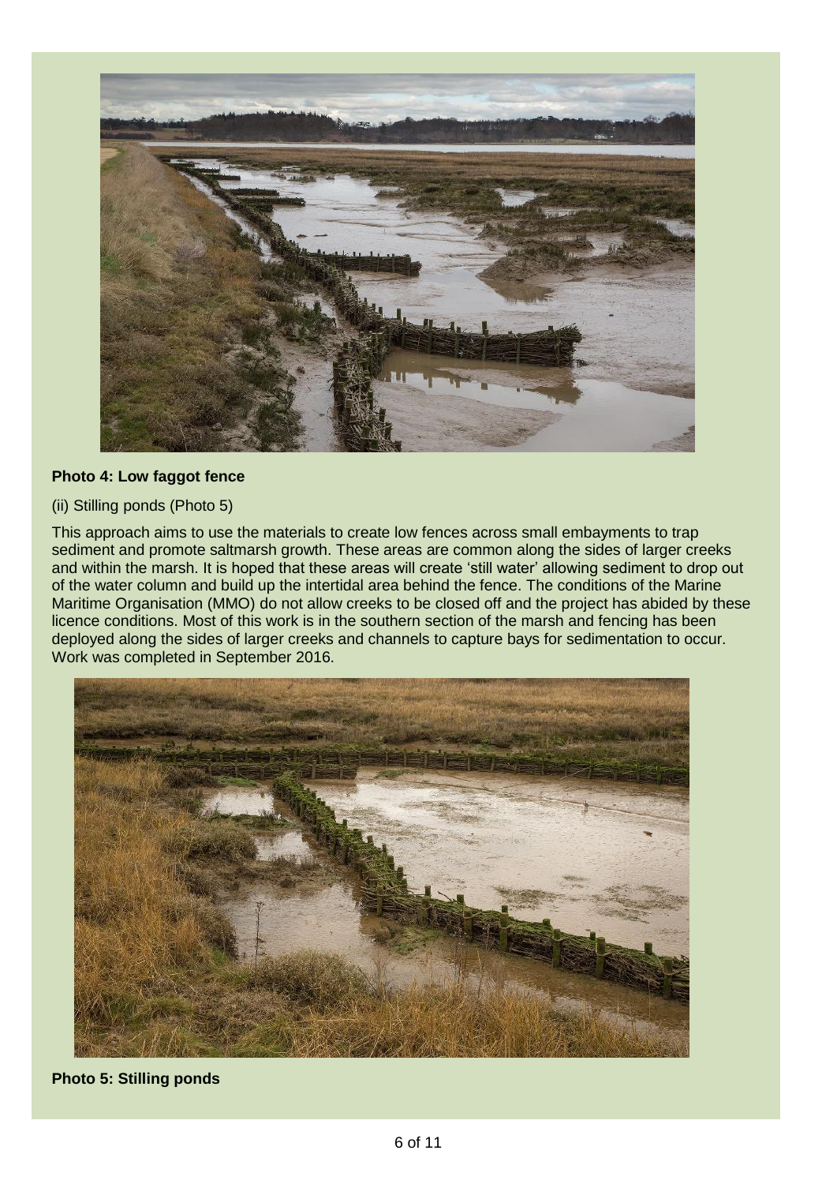**Photo 4: Low faggot fence**

(ii) Stilling ponds (Photo 5)

This approach aims to use the materials to create low fences across small embayments to trap sediment and promote saltmarsh growth. These areas are common along the sides of larger creeks and within the marsh. It is hoped that these areas will create 'still water' allowing sediment to drop out of the water column and build up the intertidal area behind the fence. The conditions of the Marine Maritime Organisation (MMO) do not allow creeks to be closed off and the project has abided by these licence conditions. Most of this work is in the southern section of the marsh and fencing has been deployed along the sides of larger creeks and channels to capture bays for sedimentation to occur. Work was completed in September 2016.

**Photo 5: Stilling ponds**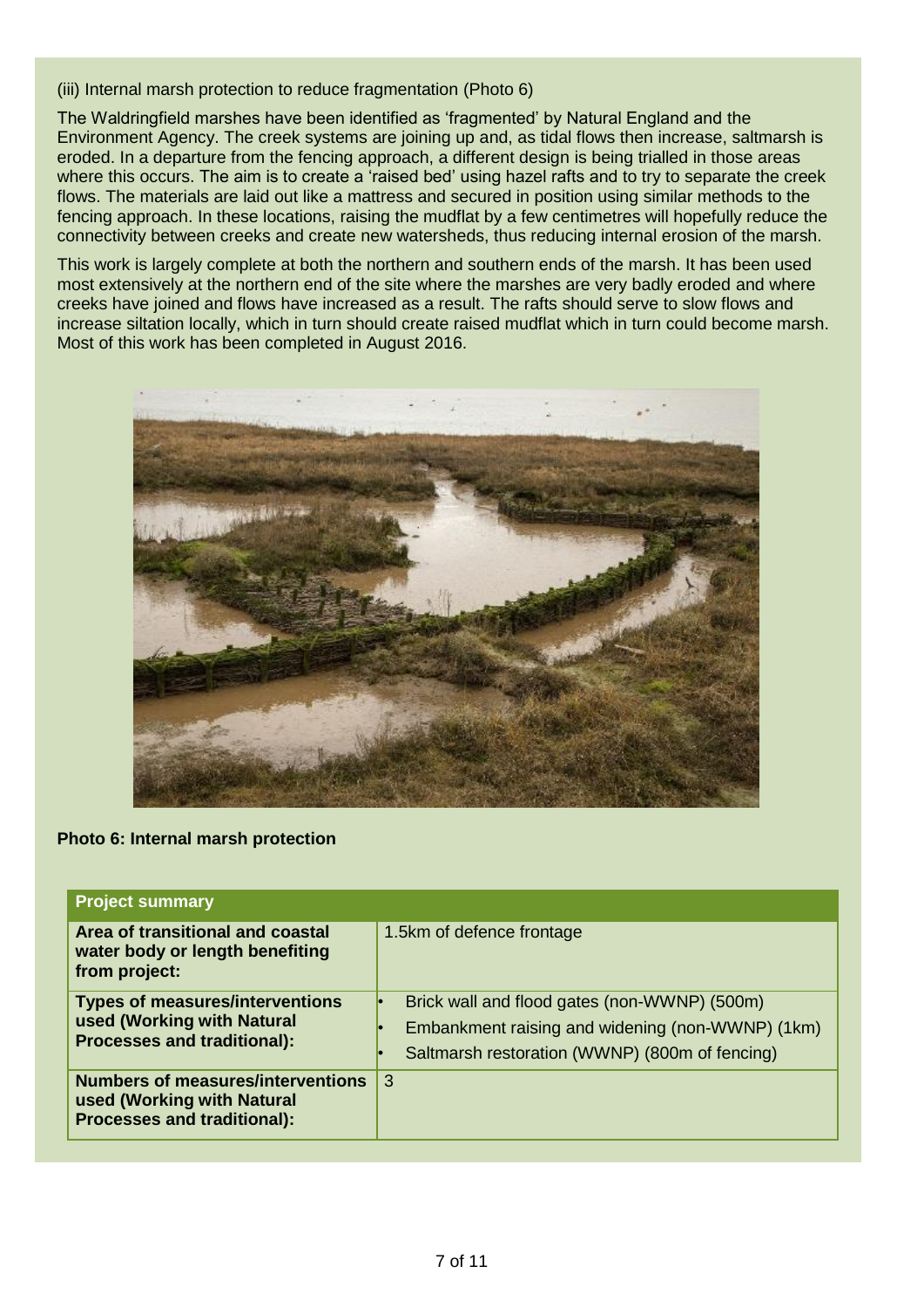(iii) Internal marsh protection to reduce fragmentation (Photo 6)

The Waldringfield marshes have been identified as 'fragmented' by Natural England and the Environment Agency. The creek systems are joining up and, as tidal flows then increase, saltmarsh is eroded. In a departure from the fencing approach, a different design is being trialled in those areas where this occurs. The aim is to create a 'raised bed' using hazel rafts and to try to separate the creek flows. The materials are laid out like a mattress and secured in position using similar methods to the fencing approach. In these locations, raising the mudflat by a few centimetres will hopefully reduce the connectivity between creeks and create new watersheds, thus reducing internal erosion of the marsh.

This work is largely complete at both the northern and southern ends of the marsh. It has been used most extensively at the northern end of the site where the marshes are very badly eroded and where creeks have joined and flows have increased as a result. The rafts should serve to slow flows and increase siltation locally, which in turn should create raised mudflat which in turn could become marsh. Most of this work has been completed in August 2016.

**Photo 6: Internal marsh protection**

| **Project summary** | |
|---|---|
| **Area of transitional and coastal water body or length benefiting from project:** | 1.5km of defence frontage |
| **Types of measures/interventions used (Working with Natural Processes and traditional):** | • Brick wall and flood gates (non-WWNP) (500m)<br>• Embankment raising and widening (non-WWNP) (1km)<br>• Saltmarsh restoration (WWNP) (800m of fencing) |
| **Numbers of measures/interventions used (Working with Natural Processes and traditional):** | 3 |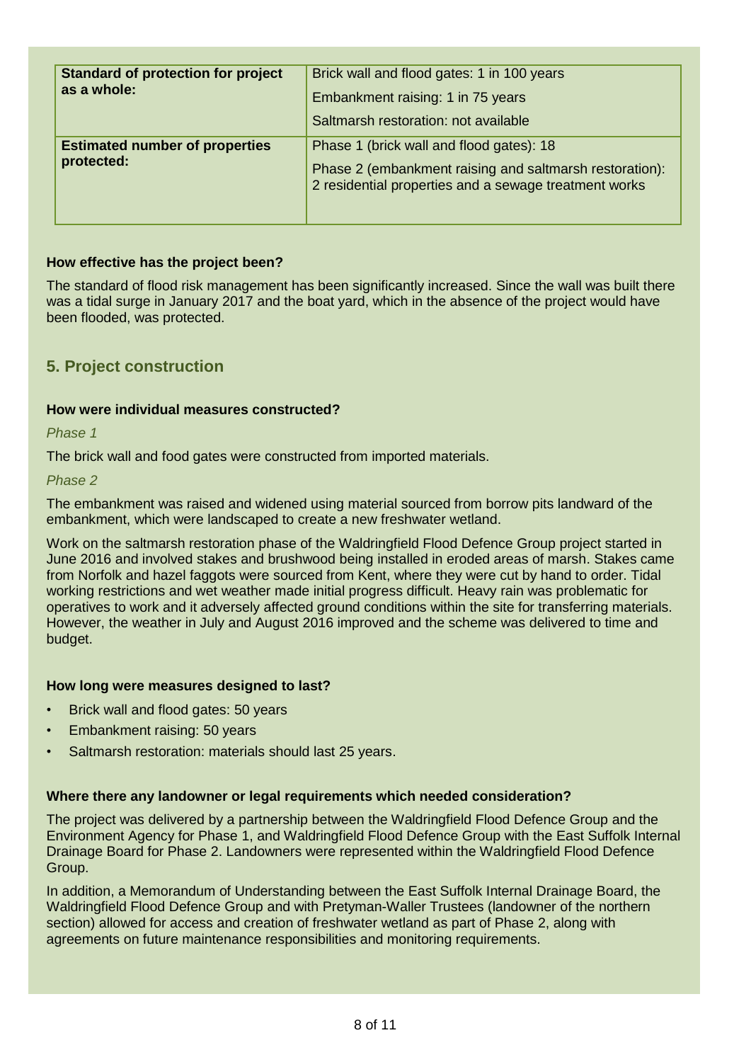| Standard of protection for project as a whole: | Brick wall and flood gates: 1 in 100 years<br>Embankment raising: 1 in 75 years<br>Saltmarsh restoration: not available |
|---|---|
| **Estimated number of properties protected:** | Phase 1 (brick wall and flood gates): 18<br>Phase 2 (embankment raising and saltmarsh restoration): 2 residential properties and a sewage treatment works |

**How effective has the project been?**

The standard of flood risk management has been significantly increased. Since the wall was built there was a tidal surge in January 2017 and the boat yard, which in the absence of the project would have been flooded, was protected.

## 5. Project construction

**How were individual measures constructed?**

*Phase 1*

The brick wall and food gates were constructed from imported materials.

*Phase 2*

The embankment was raised and widened using material sourced from borrow pits landward of the embankment, which were landscaped to create a new freshwater wetland.

Work on the saltmarsh restoration phase of the Waldringfield Flood Defence Group project started in June 2016 and involved stakes and brushwood being installed in eroded areas of marsh. Stakes came from Norfolk and hazel faggots were sourced from Kent, where they were cut by hand to order. Tidal working restrictions and wet weather made initial progress difficult. Heavy rain was problematic for operatives to work and it adversely affected ground conditions within the site for transferring materials. However, the weather in July and August 2016 improved and the scheme was delivered to time and budget.

**How long were measures designed to last?**

- Brick wall and flood gates: 50 years
- Embankment raising: 50 years
- Saltmarsh restoration: materials should last 25 years.

**Where there any landowner or legal requirements which needed consideration?**

The project was delivered by a partnership between the Waldringfield Flood Defence Group and the Environment Agency for Phase 1, and Waldringfield Flood Defence Group with the East Suffolk Internal Drainage Board for Phase 2. Landowners were represented within the Waldringfield Flood Defence Group.

In addition, a Memorandum of Understanding between the East Suffolk Internal Drainage Board, the Waldringfield Flood Defence Group and with Pretyman-Waller Trustees (landowner of the northern section) allowed for access and creation of freshwater wetland as part of Phase 2, along with agreements on future maintenance responsibilities and monitoring requirements.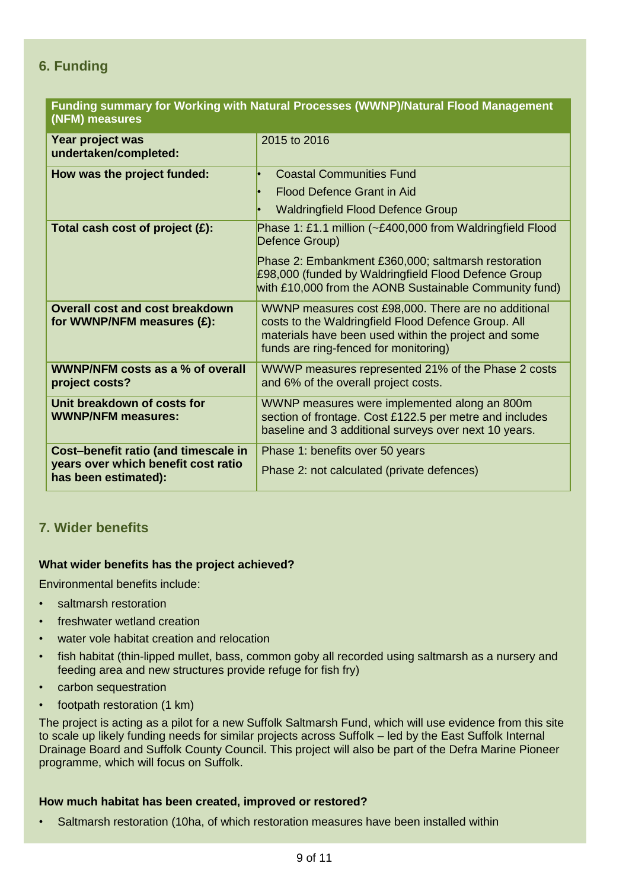## 6. Funding

| Funding summary for Working with Natural Processes (WWNP)/Natural Flood Management (NFM) measures | |
|---|---|
| **Year project was undertaken/completed:** | 2015 to 2016 |
| **How was the project funded:** | • Coastal Communities Fund<br>• Flood Defence Grant in Aid<br>• Waldringfield Flood Defence Group |
| **Total cash cost of project (£):** | Phase 1: £1.1 million (~£400,000 from Waldringfield Flood Defence Group)<br><br>Phase 2: Embankment £360,000; saltmarsh restoration £98,000 (funded by Waldringfield Flood Defence Group with £10,000 from the AONB Sustainable Community fund) |
| **Overall cost and cost breakdown for WWNP/NFM measures (£):** | WWNP measures cost £98,000. There are no additional costs to the Waldringfield Flood Defence Group. All materials have been used within the project and some funds are ring-fenced for monitoring) |
| **WWNP/NFM costs as a % of overall project costs?** | WWWP measures represented 21% of the Phase 2 costs and 6% of the overall project costs. |
| **Unit breakdown of costs for WWNP/NFM measures:** | WWNP measures were implemented along an 800m section of frontage. Cost £122.5 per metre and includes baseline and 3 additional surveys over next 10 years. |
| **Cost–benefit ratio (and timescale in years over which benefit cost ratio has been estimated):** | Phase 1: benefits over 50 years<br><br>Phase 2: not calculated (private defences) |

## 7. Wider benefits

**What wider benefits has the project achieved?**

Environmental benefits include:

- saltmarsh restoration
- freshwater wetland creation
- water vole habitat creation and relocation
- fish habitat (thin-lipped mullet, bass, common goby all recorded using saltmarsh as a nursery and feeding area and new structures provide refuge for fish fry)
- carbon sequestration
- footpath restoration (1 km)

The project is acting as a pilot for a new Suffolk Saltmarsh Fund, which will use evidence from this site to scale up likely funding needs for similar projects across Suffolk – led by the East Suffolk Internal Drainage Board and Suffolk County Council. This project will also be part of the Defra Marine Pioneer programme, which will focus on Suffolk.

**How much habitat has been created, improved or restored?**

- Saltmarsh restoration (10ha, of which restoration measures have been installed within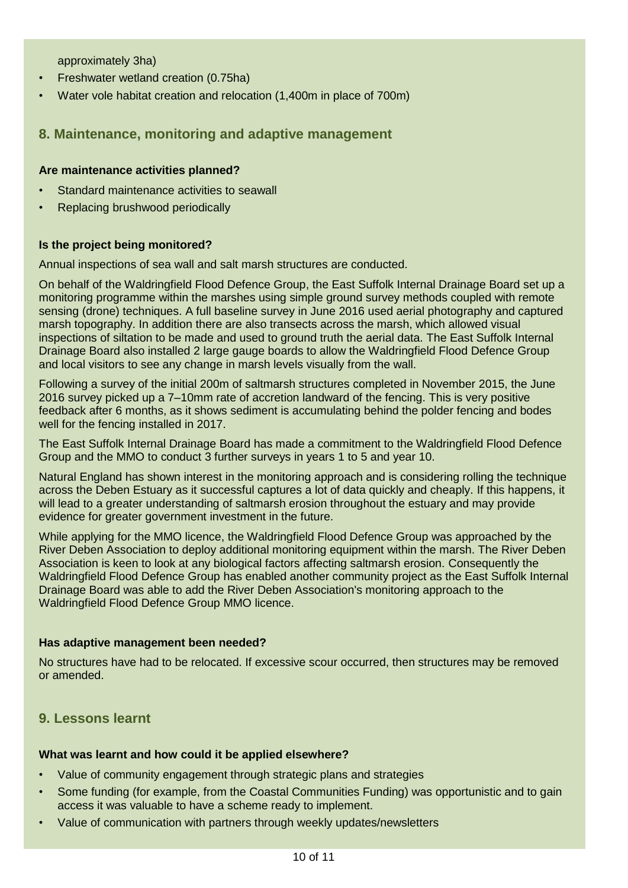approximately 3ha)

- Freshwater wetland creation (0.75ha)
- Water vole habitat creation and relocation (1,400m in place of 700m)

## 8. Maintenance, monitoring and adaptive management

**Are maintenance activities planned?**

- Standard maintenance activities to seawall
- Replacing brushwood periodically

**Is the project being monitored?**

Annual inspections of sea wall and salt marsh structures are conducted.

On behalf of the Waldringfield Flood Defence Group, the East Suffolk Internal Drainage Board set up a monitoring programme within the marshes using simple ground survey methods coupled with remote sensing (drone) techniques. A full baseline survey in June 2016 used aerial photography and captured marsh topography. In addition there are also transects across the marsh, which allowed visual inspections of siltation to be made and used to ground truth the aerial data. The East Suffolk Internal Drainage Board also installed 2 large gauge boards to allow the Waldringfield Flood Defence Group and local visitors to see any change in marsh levels visually from the wall.

Following a survey of the initial 200m of saltmarsh structures completed in November 2015, the June 2016 survey picked up a 7–10mm rate of accretion landward of the fencing. This is very positive feedback after 6 months, as it shows sediment is accumulating behind the polder fencing and bodes well for the fencing installed in 2017.

The East Suffolk Internal Drainage Board has made a commitment to the Waldringfield Flood Defence Group and the MMO to conduct 3 further surveys in years 1 to 5 and year 10.

Natural England has shown interest in the monitoring approach and is considering rolling the technique across the Deben Estuary as it successful captures a lot of data quickly and cheaply. If this happens, it will lead to a greater understanding of saltmarsh erosion throughout the estuary and may provide evidence for greater government investment in the future.

While applying for the MMO licence, the Waldringfield Flood Defence Group was approached by the River Deben Association to deploy additional monitoring equipment within the marsh. The River Deben Association is keen to look at any biological factors affecting saltmarsh erosion. Consequently the Waldringfield Flood Defence Group has enabled another community project as the East Suffolk Internal Drainage Board was able to add the River Deben Association's monitoring approach to the Waldringfield Flood Defence Group MMO licence.

**Has adaptive management been needed?**

No structures have had to be relocated. If excessive scour occurred, then structures may be removed or amended.

## 9. Lessons learnt

**What was learnt and how could it be applied elsewhere?**

- Value of community engagement through strategic plans and strategies
- Some funding (for example, from the Coastal Communities Funding) was opportunistic and to gain access it was valuable to have a scheme ready to implement.
- Value of communication with partners through weekly updates/newsletters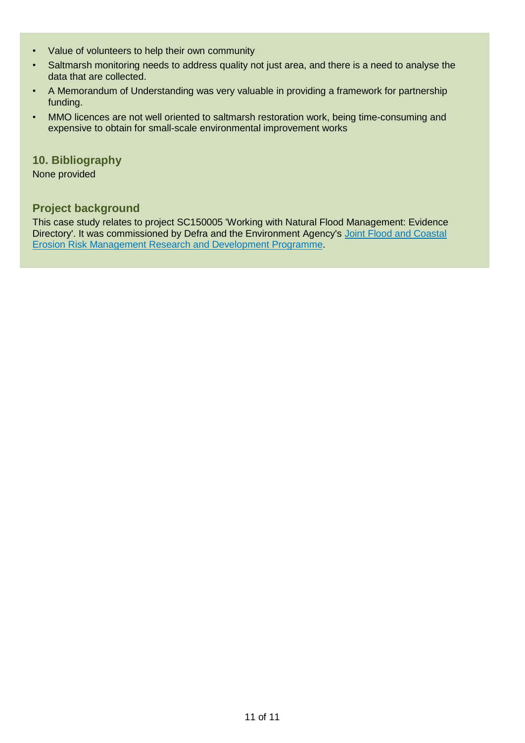- Value of volunteers to help their own community
- Saltmarsh monitoring needs to address quality not just area, and there is a need to analyse the data that are collected.
- A Memorandum of Understanding was very valuable in providing a framework for partnership funding.
- MMO licences are not well oriented to saltmarsh restoration work, being time-consuming and expensive to obtain for small-scale environmental improvement works

## 10. Bibliography

None provided

## Project background

This case study relates to project SC150005 'Working with Natural Flood Management: Evidence Directory'. It was commissioned by Defra and the Environment Agency's Joint Flood and Coastal Erosion Risk Management Research and Development Programme.